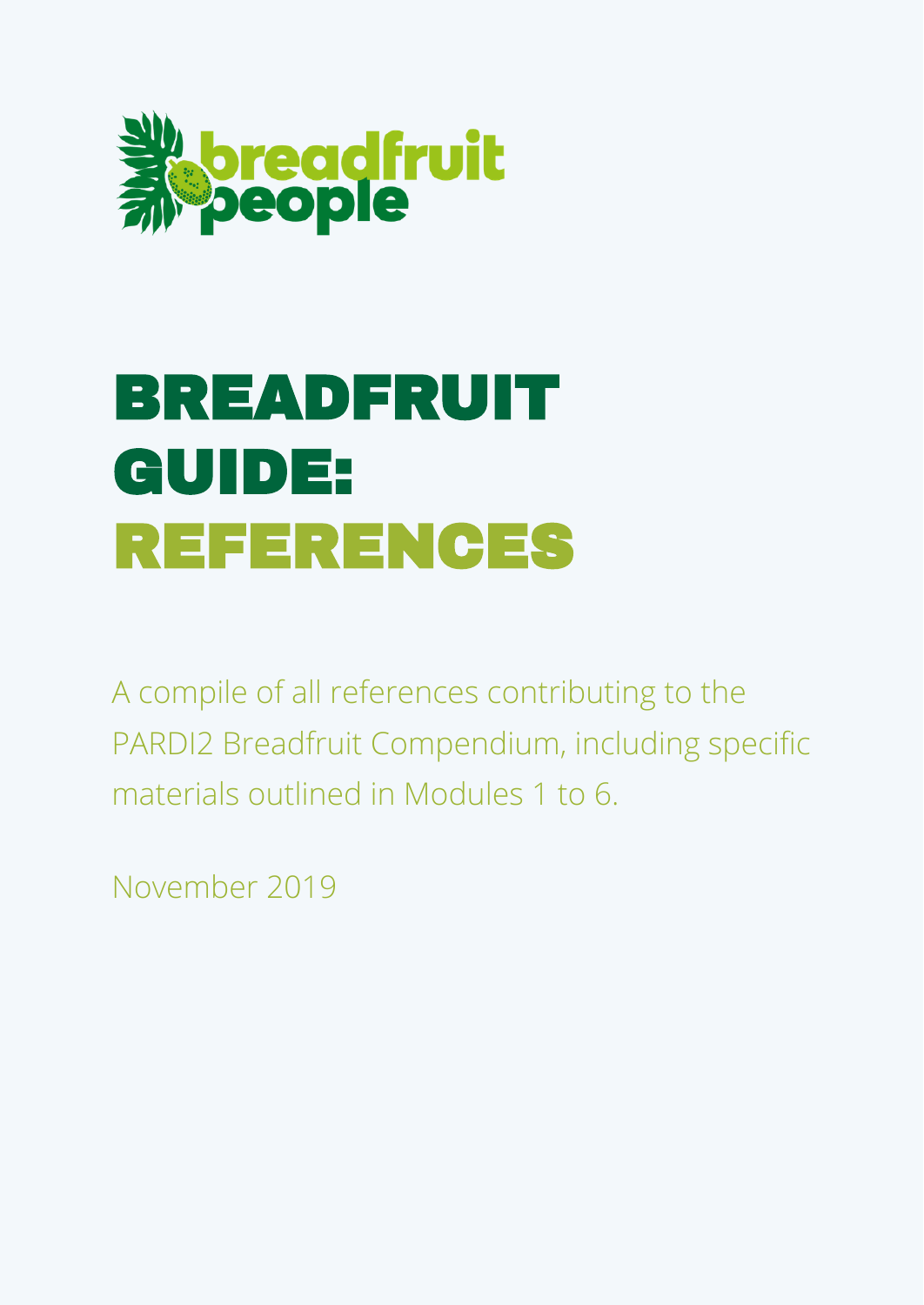breadfruit people

# BREADFRUIT GUIDE: REFERENCES

A compile of all references contributing to the PARDI2 Breadfruit Compendium, including specific materials outlined in Modules 1 to 6.

November 2019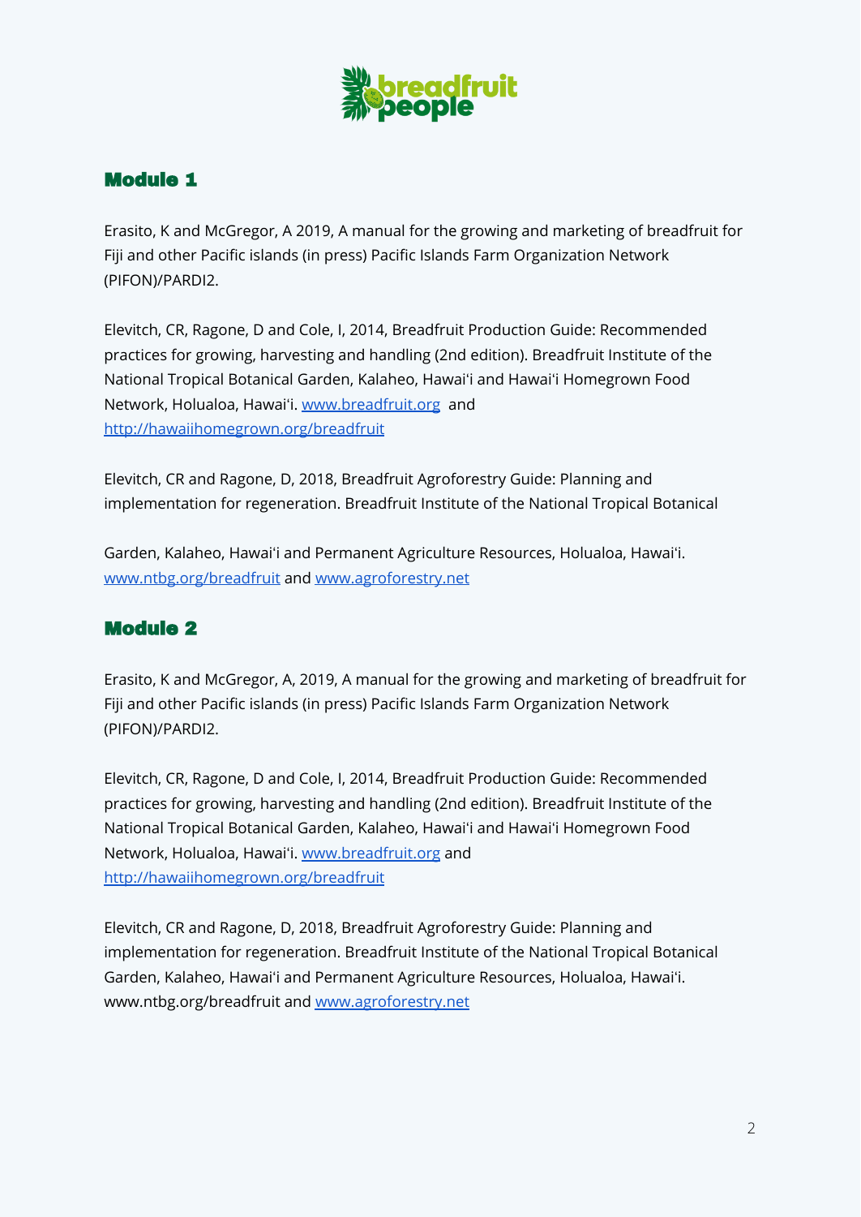## Module 1

Erasito, K and McGregor, A 2019, A manual for the growing and marketing of breadfruit for Fiji and other Pacific islands (in press) Pacific Islands Farm Organization Network (PIFON)/PARDI2.

Elevitch, CR, Ragone, D and Cole, I, 2014, Breadfruit Production Guide: Recommended practices for growing, harvesting and handling (2nd edition). Breadfruit Institute of the National Tropical Botanical Garden, Kalaheo, Hawai'i and Hawai'i Homegrown Food Network, Holualoa, Hawai'i. [www.breadfruit.org](http://www.breadfruit.org) and [http://hawaiihomegrown.org/breadfruit](http://hawaiihomegrown.org/breadfruit)

Elevitch, CR and Ragone, D, 2018, Breadfruit Agroforestry Guide: Planning and implementation for regeneration. Breadfruit Institute of the National Tropical Botanical

Garden, Kalaheo, Hawai'i and Permanent Agriculture Resources, Holualoa, Hawai'i. [www.ntbg.org/breadfruit](http://www.ntbg.org/breadfruit) and [www.agroforestry.net](http://www.agroforestry.net)

## Module 2

Erasito, K and McGregor, A, 2019, A manual for the growing and marketing of breadfruit for Fiji and other Pacific islands (in press) Pacific Islands Farm Organization Network (PIFON)/PARDI2.

Elevitch, CR, Ragone, D and Cole, I, 2014, Breadfruit Production Guide: Recommended practices for growing, harvesting and handling (2nd edition). Breadfruit Institute of the National Tropical Botanical Garden, Kalaheo, Hawai'i and Hawai'i Homegrown Food Network, Holualoa, Hawai'i. [www.breadfruit.org](http://www.breadfruit.org) and [http://hawaiihomegrown.org/breadfruit](http://hawaiihomegrown.org/breadfruit)

Elevitch, CR and Ragone, D, 2018, Breadfruit Agroforestry Guide: Planning and implementation for regeneration. Breadfruit Institute of the National Tropical Botanical Garden, Kalaheo, Hawai'i and Permanent Agriculture Resources, Holualoa, Hawai'i. www.ntbg.org/breadfruit and [www.agroforestry.net](http://www.agroforestry.net)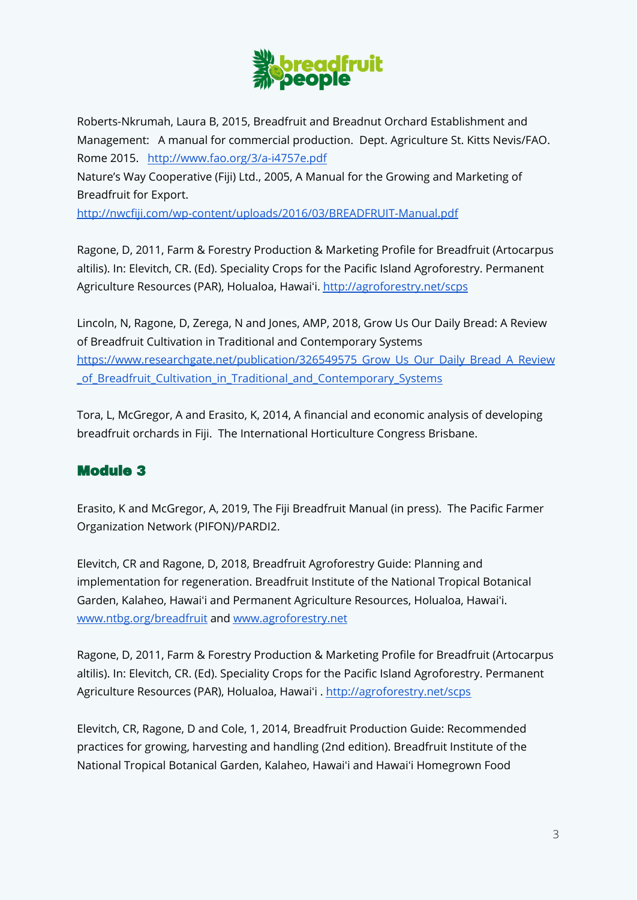Roberts-Nkrumah, Laura B, 2015, Breadfruit and Breadnut Orchard Establishment and Management: A manual for commercial production. Dept. Agriculture St. Kitts Nevis/FAO. Rome 2015. http://www.fao.org/3/a-i4757e.pdf
Nature's Way Cooperative (Fiji) Ltd., 2005, A Manual for the Growing and Marketing of Breadfruit for Export.
http://nwcfiji.com/wp-content/uploads/2016/03/BREADFRUIT-Manual.pdf

Ragone, D, 2011, Farm & Forestry Production & Marketing Profile for Breadfruit (Artocarpus altilis). In: Elevitch, CR. (Ed). Speciality Crops for the Pacific Island Agroforestry. Permanent Agriculture Resources (PAR), Holualoa, Hawaiʻi. http://agroforestry.net/scps

Lincoln, N, Ragone, D, Zerega, N and Jones, AMP, 2018, Grow Us Our Daily Bread: A Review of Breadfruit Cultivation in Traditional and Contemporary Systems
https://www.researchgate.net/publication/326549575_Grow_Us_Our_Daily_Bread_A_Review_of_Breadfruit_Cultivation_in_Traditional_and_Contemporary_Systems

Tora, L, McGregor, A and Erasito, K, 2014, A financial and economic analysis of developing breadfruit orchards in Fiji. The International Horticulture Congress Brisbane.

## Module 3

Erasito, K and McGregor, A, 2019, The Fiji Breadfruit Manual (in press). The Pacific Farmer Organization Network (PIFON)/PARDI2.

Elevitch, CR and Ragone, D, 2018, Breadfruit Agroforestry Guide: Planning and implementation for regeneration. Breadfruit Institute of the National Tropical Botanical Garden, Kalaheo, Hawaiʻi and Permanent Agriculture Resources, Holualoa, Hawaiʻi. www.ntbg.org/breadfruit and www.agroforestry.net

Ragone, D, 2011, Farm & Forestry Production & Marketing Profile for Breadfruit (Artocarpus altilis). In: Elevitch, CR. (Ed). Speciality Crops for the Pacific Island Agroforestry. Permanent Agriculture Resources (PAR), Holualoa, Hawaiʻi . http://agroforestry.net/scps

Elevitch, CR, Ragone, D and Cole, 1, 2014, Breadfruit Production Guide: Recommended practices for growing, harvesting and handling (2nd edition). Breadfruit Institute of the National Tropical Botanical Garden, Kalaheo, Hawaiʻi and Hawaiʻi Homegrown Food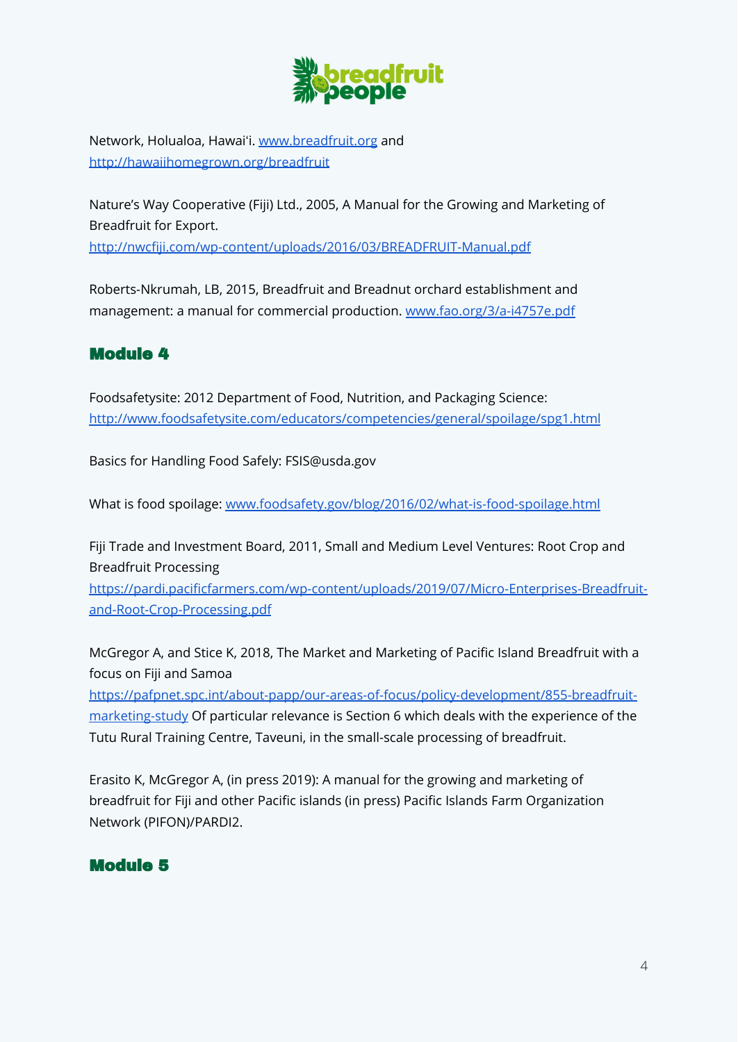Network, Holualoa, Hawai'i. [www.breadfruit.org](www.breadfruit.org) and [http://hawaiihomegrown.org/breadfruit](http://hawaiihomegrown.org/breadfruit)

Nature's Way Cooperative (Fiji) Ltd., 2005, A Manual for the Growing and Marketing of Breadfruit for Export. [http://nwcfiji.com/wp-content/uploads/2016/03/BREADFRUIT-Manual.pdf](http://nwcfiji.com/wp-content/uploads/2016/03/BREADFRUIT-Manual.pdf)

Roberts-Nkrumah, LB, 2015, Breadfruit and Breadnut orchard establishment and management: a manual for commercial production. [www.fao.org/3/a-i4757e.pdf](www.fao.org/3/a-i4757e.pdf)

## Module 4

Foodsafetysite: 2012 Department of Food, Nutrition, and Packaging Science: [http://www.foodsafetysite.com/educators/competencies/general/spoilage/spg1.html](http://www.foodsafetysite.com/educators/competencies/general/spoilage/spg1.html)

Basics for Handling Food Safely: FSIS@usda.gov

What is food spoilage: [www.foodsafety.gov/blog/2016/02/what-is-food-spoilage.html](www.foodsafety.gov/blog/2016/02/what-is-food-spoilage.html)

Fiji Trade and Investment Board, 2011, Small and Medium Level Ventures: Root Crop and Breadfruit Processing [https://pardi.pacificfarmers.com/wp-content/uploads/2019/07/Micro-Enterprises-Breadfruit-and-Root-Crop-Processing.pdf](https://pardi.pacificfarmers.com/wp-content/uploads/2019/07/Micro-Enterprises-Breadfruit-and-Root-Crop-Processing.pdf)

McGregor A, and Stice K, 2018, The Market and Marketing of Pacific Island Breadfruit with a focus on Fiji and Samoa [https://pafpnet.spc.int/about-papp/our-areas-of-focus/policy-development/855-breadfruit-marketing-study](https://pafpnet.spc.int/about-papp/our-areas-of-focus/policy-development/855-breadfruit-marketing-study) Of particular relevance is Section 6 which deals with the experience of the Tutu Rural Training Centre, Taveuni, in the small-scale processing of breadfruit.

Erasito K, McGregor A, (in press 2019): A manual for the growing and marketing of breadfruit for Fiji and other Pacific islands (in press) Pacific Islands Farm Organization Network (PIFON)/PARDI2.

## Module 5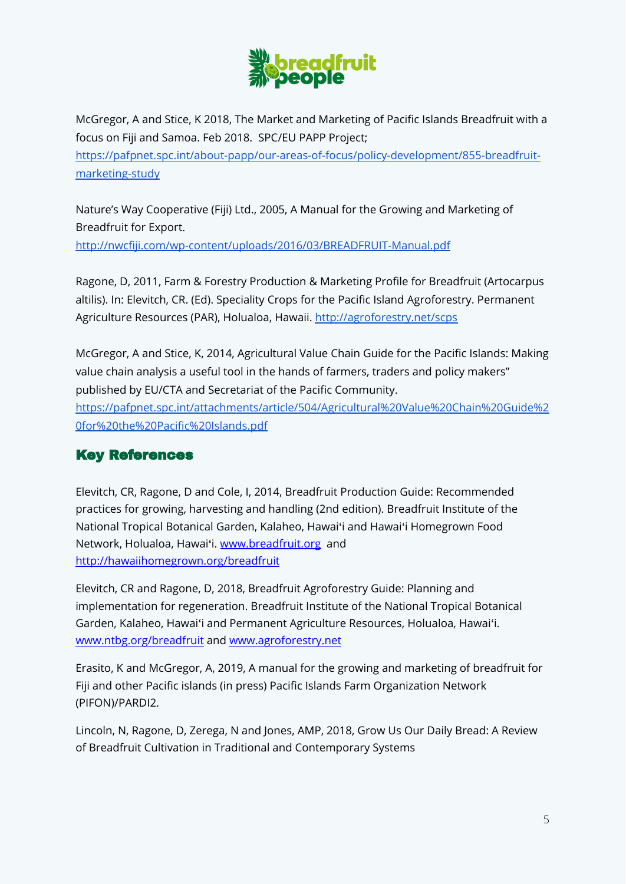McGregor, A and Stice, K 2018, The Market and Marketing of Pacific Islands Breadfruit with a focus on Fiji and Samoa. Feb 2018. SPC/EU PAPP Project; https://pafpnet.spc.int/about-papp/our-areas-of-focus/policy-development/855-breadfruit-marketing-study

Nature's Way Cooperative (Fiji) Ltd., 2005, A Manual for the Growing and Marketing of Breadfruit for Export. http://nwcfiji.com/wp-content/uploads/2016/03/BREADFRUIT-Manual.pdf

Ragone, D, 2011, Farm & Forestry Production & Marketing Profile for Breadfruit (Artocarpus altilis). In: Elevitch, CR. (Ed). Speciality Crops for the Pacific Island Agroforestry. Permanent Agriculture Resources (PAR), Holualoa, Hawaii. http://agroforestry.net/scps

McGregor, A and Stice, K, 2014, Agricultural Value Chain Guide for the Pacific Islands: Making value chain analysis a useful tool in the hands of farmers, traders and policy makers" published by EU/CTA and Secretariat of the Pacific Community. https://pafpnet.spc.int/attachments/article/504/Agricultural%20Value%20Chain%20Guide%20for%20the%20Pacific%20Islands.pdf

## Key References

Elevitch, CR, Ragone, D and Cole, I, 2014, Breadfruit Production Guide: Recommended practices for growing, harvesting and handling (2nd edition). Breadfruit Institute of the National Tropical Botanical Garden, Kalaheo, Hawai'i and Hawai'i Homegrown Food Network, Holualoa, Hawai'i. www.breadfruit.org and http://hawaiihomegrown.org/breadfruit

Elevitch, CR and Ragone, D, 2018, Breadfruit Agroforestry Guide: Planning and implementation for regeneration. Breadfruit Institute of the National Tropical Botanical Garden, Kalaheo, Hawai'i and Permanent Agriculture Resources, Holualoa, Hawai'i. www.ntbg.org/breadfruit and www.agroforestry.net

Erasito, K and McGregor, A, 2019, A manual for the growing and marketing of breadfruit for Fiji and other Pacific islands (in press) Pacific Islands Farm Organization Network (PIFON)/PARDI2.

Lincoln, N, Ragone, D, Zerega, N and Jones, AMP, 2018, Grow Us Our Daily Bread: A Review of Breadfruit Cultivation in Traditional and Contemporary Systems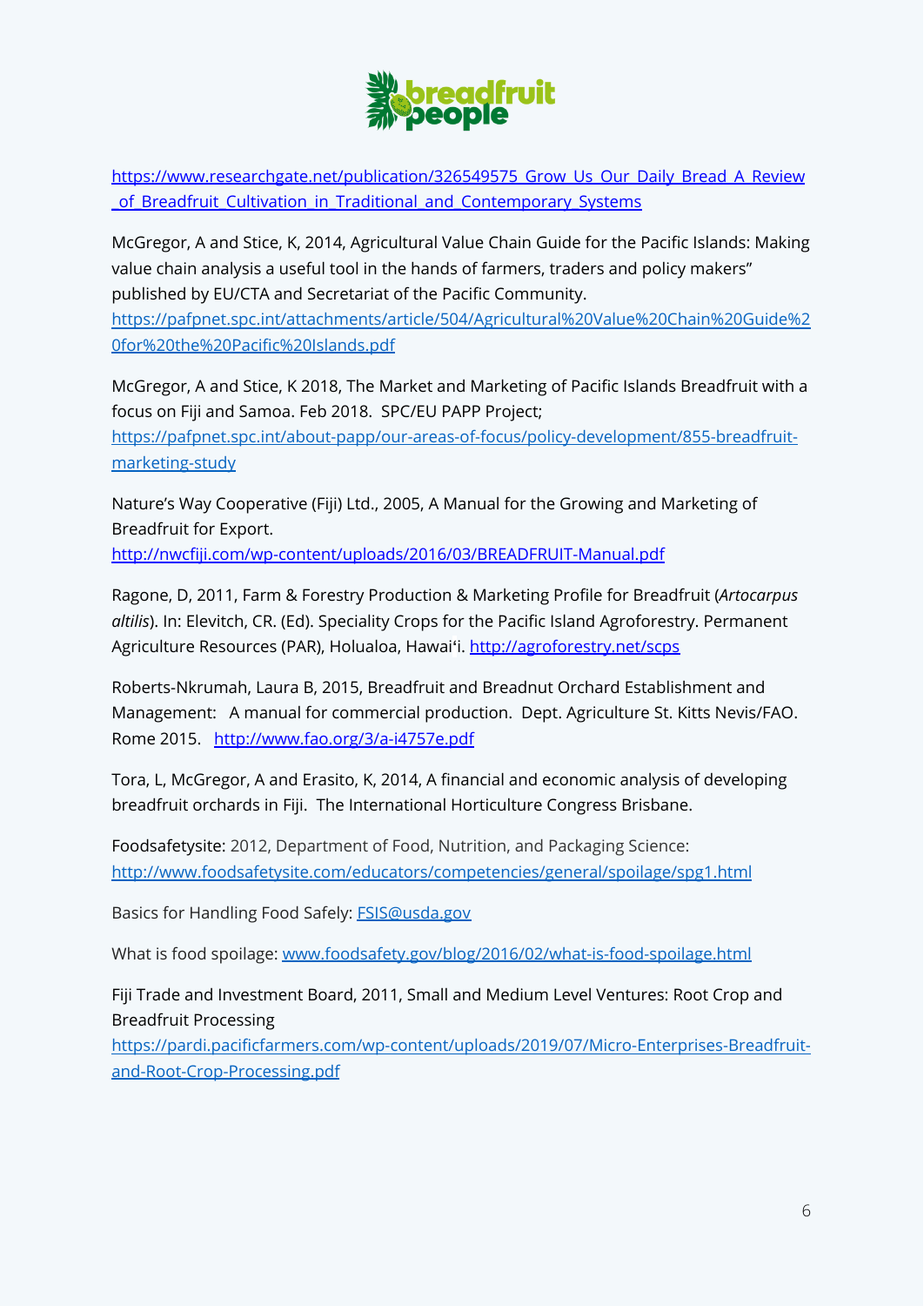https://www.researchgate.net/publication/326549575_Grow_Us_Our_Daily_Bread_A_Review_of_Breadfruit_Cultivation_in_Traditional_and_Contemporary_Systems

McGregor, A and Stice, K, 2014, Agricultural Value Chain Guide for the Pacific Islands: Making value chain analysis a useful tool in the hands of farmers, traders and policy makers" published by EU/CTA and Secretariat of the Pacific Community. https://pafpnet.spc.int/attachments/article/504/Agricultural%20Value%20Chain%20Guide%20for%20the%20Pacific%20Islands.pdf

McGregor, A and Stice, K 2018, The Market and Marketing of Pacific Islands Breadfruit with a focus on Fiji and Samoa. Feb 2018. SPC/EU PAPP Project; https://pafpnet.spc.int/about-papp/our-areas-of-focus/policy-development/855-breadfruit-marketing-study

Nature's Way Cooperative (Fiji) Ltd., 2005, A Manual for the Growing and Marketing of Breadfruit for Export. http://nwcfiji.com/wp-content/uploads/2016/03/BREADFRUIT-Manual.pdf

Ragone, D, 2011, Farm & Forestry Production & Marketing Profile for Breadfruit (*Artocarpus altilis*). In: Elevitch, CR. (Ed). Speciality Crops for the Pacific Island Agroforestry. Permanent Agriculture Resources (PAR), Holualoa, Hawai'i. http://agroforestry.net/scps

Roberts-Nkrumah, Laura B, 2015, Breadfruit and Breadnut Orchard Establishment and Management: A manual for commercial production. Dept. Agriculture St. Kitts Nevis/FAO. Rome 2015. http://www.fao.org/3/a-i4757e.pdf

Tora, L, McGregor, A and Erasito, K, 2014, A financial and economic analysis of developing breadfruit orchards in Fiji. The International Horticulture Congress Brisbane.

Foodsafetysite: 2012, Department of Food, Nutrition, and Packaging Science: http://www.foodsafetysite.com/educators/competencies/general/spoilage/spg1.html

Basics for Handling Food Safely: FSIS@usda.gov

What is food spoilage: www.foodsafety.gov/blog/2016/02/what-is-food-spoilage.html

Fiji Trade and Investment Board, 2011, Small and Medium Level Ventures: Root Crop and Breadfruit Processing https://pardi.pacificfarmers.com/wp-content/uploads/2019/07/Micro-Enterprises-Breadfruit-and-Root-Crop-Processing.pdf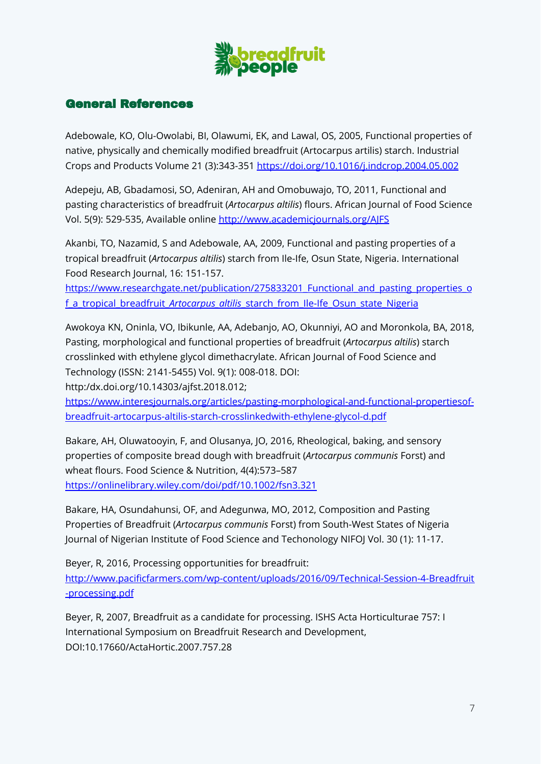## General References

Adebowale, KO, Olu-Owolabi, BI, Olawumi, EK, and Lawal, OS, 2005, Functional properties of native, physically and chemically modified breadfruit (Artocarpus artilis) starch. Industrial Crops and Products Volume 21 (3):343-351 https://doi.org/10.1016/j.indcrop.2004.05.002

Adepeju, AB, Gbadamosi, SO, Adeniran, AH and Omobuwajo, TO, 2011, Functional and pasting characteristics of breadfruit (*Artocarpus altilis*) flours. African Journal of Food Science Vol. 5(9): 529-535, Available online http://www.academicjournals.org/AJFS

Akanbi, TO, Nazamid, S and Adebowale, AA, 2009, Functional and pasting properties of a tropical breadfruit (*Artocarpus altilis*) starch from Ile-Ife, Osun State, Nigeria. International Food Research Journal, 16: 151-157. https://www.researchgate.net/publication/275833201_Functional_and_pasting_properties_of_a_tropical_breadfruit_*Artocarpus_altilis*_starch_from_Ile-Ife_Osun_state_Nigeria

Awokoya KN, Oninla, VO, Ibikunle, AA, Adebanjo, AO, Okunniyi, AO and Moronkola, BA, 2018, Pasting, morphological and functional properties of breadfruit (*Artocarpus altilis*) starch crosslinked with ethylene glycol dimethacrylate. African Journal of Food Science and Technology (ISSN: 2141-5455) Vol. 9(1): 008-018. DOI: http:/dx.doi.org/10.14303/ajfst.2018.012; https://www.interesjournals.org/articles/pasting-morphological-and-functional-propertiesof-breadfruit-artocarpus-altilis-starch-crosslinkedwith-ethylene-glycol-d.pdf

Bakare, AH, Oluwatooyin, F, and Olusanya, JO, 2016, Rheological, baking, and sensory properties of composite bread dough with breadfruit (*Artocarpus communis* Forst) and wheat flours. Food Science & Nutrition, 4(4):573–587 https://onlinelibrary.wiley.com/doi/pdf/10.1002/fsn3.321

Bakare, HA, Osundahunsi, OF, and Adegunwa, MO, 2012, Composition and Pasting Properties of Breadfruit (*Artocarpus communis* Forst) from South-West States of Nigeria Journal of Nigerian Institute of Food Science and Techonology NIFOJ Vol. 30 (1): 11-17.

Beyer, R, 2016, Processing opportunities for breadfruit: http://www.pacificfarmers.com/wp-content/uploads/2016/09/Technical-Session-4-Breadfruit-processing.pdf

Beyer, R, 2007, Breadfruit as a candidate for processing. ISHS Acta Horticulturae 757: I International Symposium on Breadfruit Research and Development, DOI:10.17660/ActaHortic.2007.757.28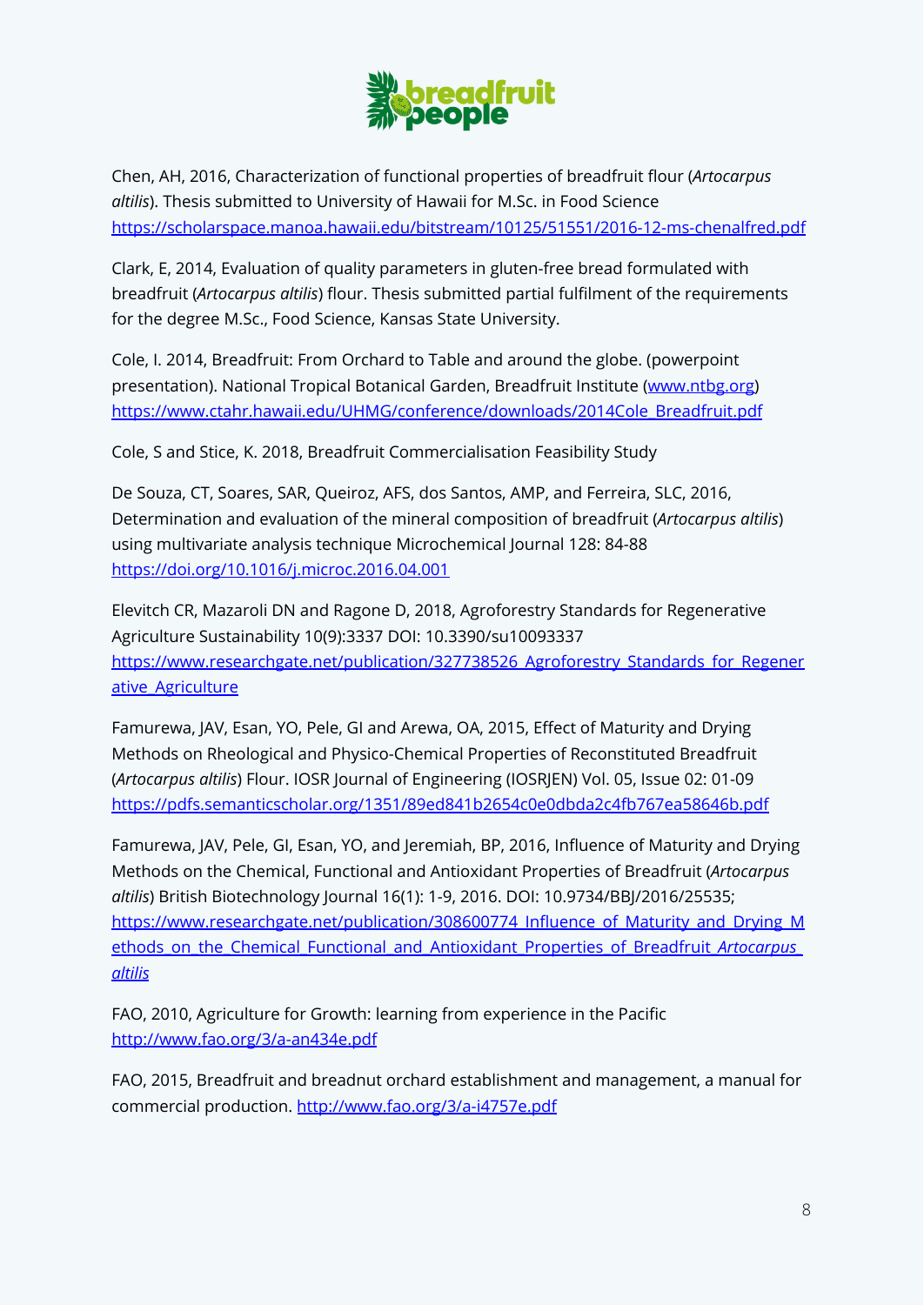Chen, AH, 2016, Characterization of functional properties of breadfruit flour (*Artocarpus altilis*). Thesis submitted to University of Hawaii for M.Sc. in Food Science https://scholarspace.manoa.hawaii.edu/bitstream/10125/51551/2016-12-ms-chenalfred.pdf

Clark, E, 2014, Evaluation of quality parameters in gluten-free bread formulated with breadfruit (*Artocarpus altilis*) flour. Thesis submitted partial fulfilment of the requirements for the degree M.Sc., Food Science, Kansas State University.

Cole, I. 2014, Breadfruit: From Orchard to Table and around the globe. (powerpoint presentation). National Tropical Botanical Garden, Breadfruit Institute (www.ntbg.org) https://www.ctahr.hawaii.edu/UHMG/conference/downloads/2014Cole_Breadfruit.pdf

Cole, S and Stice, K. 2018, Breadfruit Commercialisation Feasibility Study

De Souza, CT, Soares, SAR, Queiroz, AFS, dos Santos, AMP, and Ferreira, SLC, 2016, Determination and evaluation of the mineral composition of breadfruit (*Artocarpus altilis*) using multivariate analysis technique Microchemical Journal 128: 84-88 https://doi.org/10.1016/j.microc.2016.04.001

Elevitch CR, Mazaroli DN and Ragone D, 2018, Agroforestry Standards for Regenerative Agriculture Sustainability 10(9):3337 DOI: 10.3390/su10093337 https://www.researchgate.net/publication/327738526_Agroforestry_Standards_for_Regenerative_Agriculture

Famurewa, JAV, Esan, YO, Pele, GI and Arewa, OA, 2015, Effect of Maturity and Drying Methods on Rheological and Physico-Chemical Properties of Reconstituted Breadfruit (*Artocarpus altilis*) Flour. IOSR Journal of Engineering (IOSRJEN) Vol. 05, Issue 02: 01-09 https://pdfs.semanticscholar.org/1351/89ed841b2654c0e0dbda2c4fb767ea58646b.pdf

Famurewa, JAV, Pele, GI, Esan, YO, and Jeremiah, BP, 2016, Influence of Maturity and Drying Methods on the Chemical, Functional and Antioxidant Properties of Breadfruit (*Artocarpus altilis*) British Biotechnology Journal 16(1): 1-9, 2016. DOI: 10.9734/BBJ/2016/25535; https://www.researchgate.net/publication/308600774_Influence_of_Maturity_and_Drying_Methods_on_the_Chemical_Functional_and_Antioxidant_Properties_of_Breadfruit_*Artocarpus_altilis*

FAO, 2010, Agriculture for Growth: learning from experience in the Pacific http://www.fao.org/3/a-an434e.pdf

FAO, 2015, Breadfruit and breadnut orchard establishment and management, a manual for commercial production. http://www.fao.org/3/a-i4757e.pdf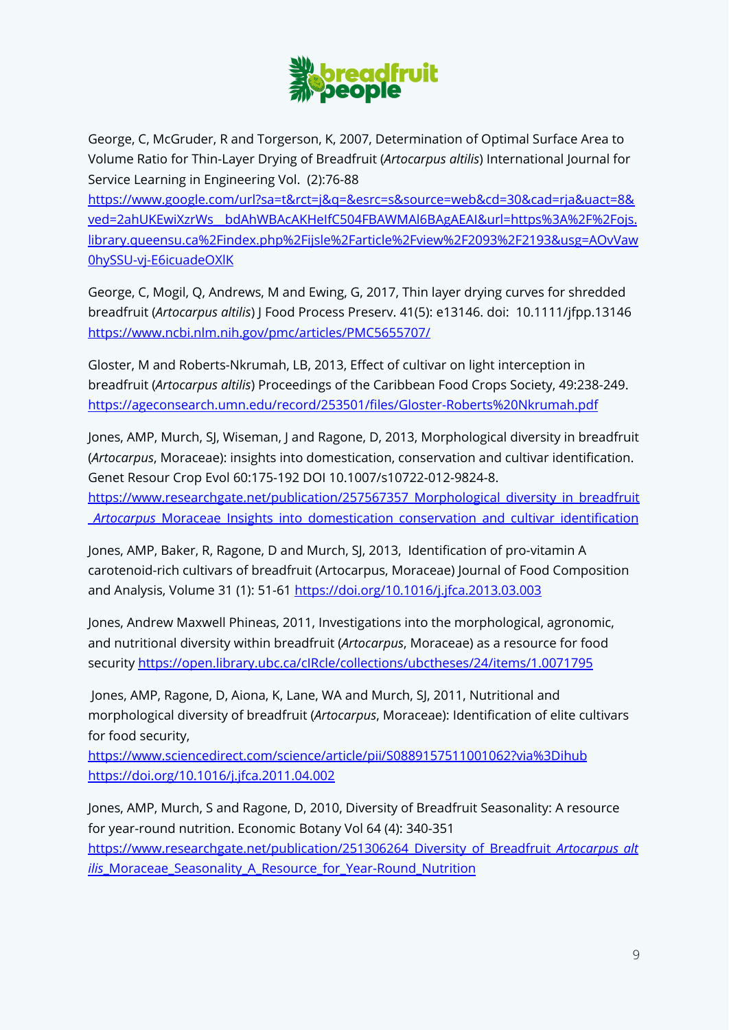George, C, McGruder, R and Torgerson, K, 2007, Determination of Optimal Surface Area to Volume Ratio for Thin-Layer Drying of Breadfruit (*Artocarpus altilis*) International Journal for Service Learning in Engineering Vol. (2):76-88
https://www.google.com/url?sa=t&rct=j&q=&esrc=s&source=web&cd=30&cad=rja&uact=8&ved=2ahUKEwiXzrWs__bdAhWBAcAKHeIfC504FBAWMAl6BAgAEAI&url=https%3A%2F%2Fojs.library.queensu.ca%2Findex.php%2Fijsle%2Farticle%2Fview%2F2093%2F2193&usg=AOvVaw0hySSU-vj-E6icuadeOXlK

George, C, Mogil, Q, Andrews, M and Ewing, G, 2017, Thin layer drying curves for shredded breadfruit (*Artocarpus altilis*) J Food Process Preserv. 41(5): e13146. doi: 10.1111/jfpp.13146
https://www.ncbi.nlm.nih.gov/pmc/articles/PMC5655707/

Gloster, M and Roberts-Nkrumah, LB, 2013, Effect of cultivar on light interception in breadfruit (*Artocarpus altilis*) Proceedings of the Caribbean Food Crops Society, 49:238-249.
https://ageconsearch.umn.edu/record/253501/files/Gloster-Roberts%20Nkrumah.pdf

Jones, AMP, Murch, SJ, Wiseman, J and Ragone, D, 2013, Morphological diversity in breadfruit (*Artocarpus*, Moraceae): insights into domestication, conservation and cultivar identification. Genet Resour Crop Evol 60:175-192 DOI 10.1007/s10722-012-9824-8.
https://www.researchgate.net/publication/257567357_Morphological_diversity_in_breadfruit_*Artocarpus*_Moraceae_Insights_into_domestication_conservation_and_cultivar_identification

Jones, AMP, Baker, R, Ragone, D and Murch, SJ, 2013, Identification of pro-vitamin A carotenoid-rich cultivars of breadfruit (Artocarpus, Moraceae) Journal of Food Composition and Analysis, Volume 31 (1): 51-61 https://doi.org/10.1016/j.jfca.2013.03.003

Jones, Andrew Maxwell Phineas, 2011, Investigations into the morphological, agronomic, and nutritional diversity within breadfruit (*Artocarpus*, Moraceae) as a resource for food security https://open.library.ubc.ca/cIRcle/collections/ubctheses/24/items/1.0071795

Jones, AMP, Ragone, D, Aiona, K, Lane, WA and Murch, SJ, 2011, Nutritional and morphological diversity of breadfruit (*Artocarpus*, Moraceae): Identification of elite cultivars for food security,
https://www.sciencedirect.com/science/article/pii/S0889157511001062?via%3Dihub
https://doi.org/10.1016/j.jfca.2011.04.002

Jones, AMP, Murch, S and Ragone, D, 2010, Diversity of Breadfruit Seasonality: A resource for year-round nutrition. Economic Botany Vol 64 (4): 340-351
https://www.researchgate.net/publication/251306264_Diversity_of_Breadfruit_*Artocarpus_altilis*_Moraceae_Seasonality_A_Resource_for_Year-Round_Nutrition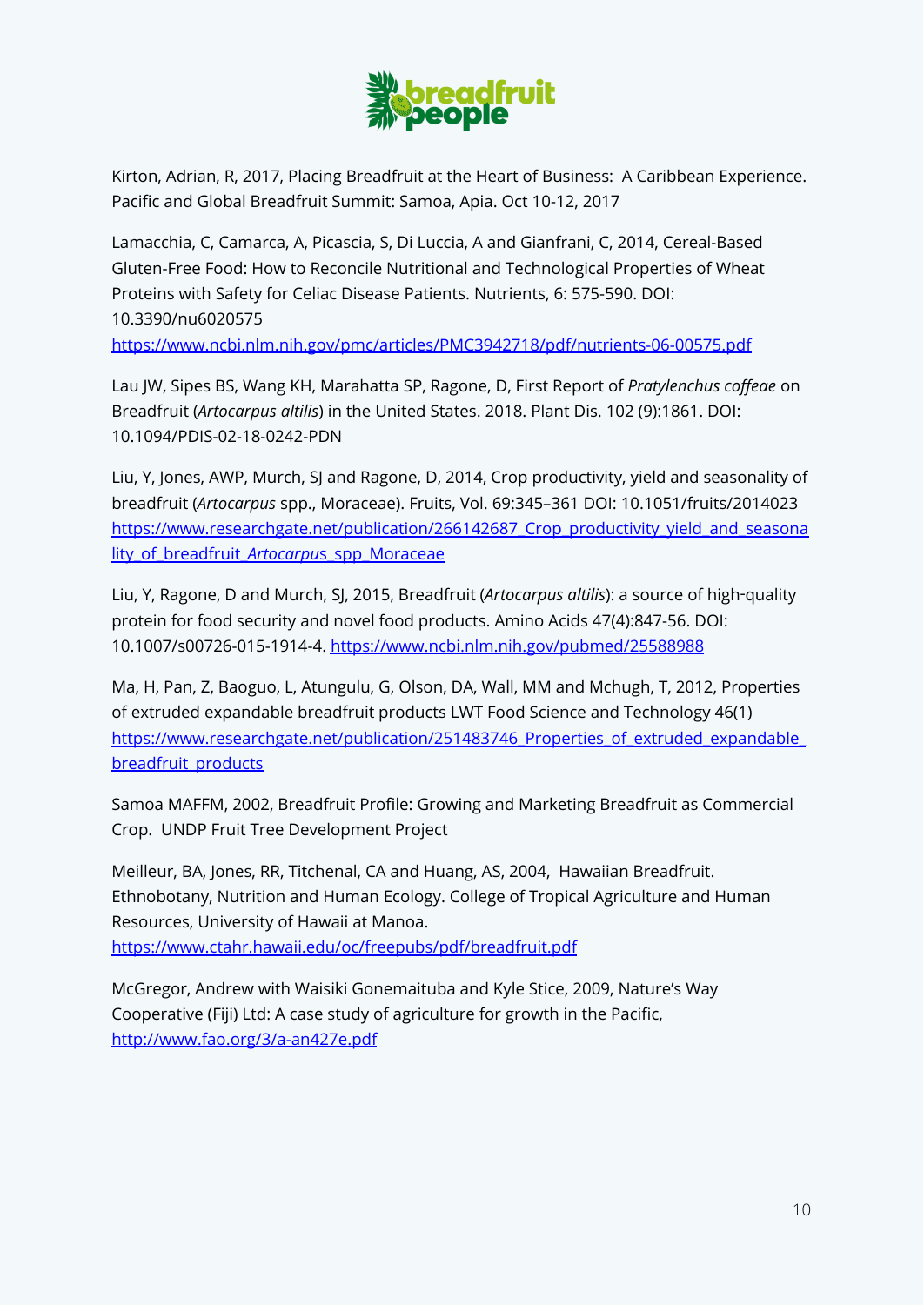Kirton, Adrian, R, 2017, Placing Breadfruit at the Heart of Business: A Caribbean Experience. Pacific and Global Breadfruit Summit: Samoa, Apia. Oct 10-12, 2017

Lamacchia, C, Camarca, A, Picascia, S, Di Luccia, A and Gianfrani, C, 2014, Cereal-Based Gluten-Free Food: How to Reconcile Nutritional and Technological Properties of Wheat Proteins with Safety for Celiac Disease Patients. Nutrients, 6: 575-590. DOI: 10.3390/nu6020575 https://www.ncbi.nlm.nih.gov/pmc/articles/PMC3942718/pdf/nutrients-06-00575.pdf

Lau JW, Sipes BS, Wang KH, Marahatta SP, Ragone, D, First Report of *Pratylenchus coffeae* on Breadfruit (*Artocarpus altilis*) in the United States. 2018. Plant Dis. 102 (9):1861. DOI: 10.1094/PDIS-02-18-0242-PDN

Liu, Y, Jones, AWP, Murch, SJ and Ragone, D, 2014, Crop productivity, yield and seasonality of breadfruit (*Artocarpus* spp., Moraceae). Fruits, Vol. 69:345–361 DOI: 10.1051/fruits/2014023 https://www.researchgate.net/publication/266142687_Crop_productivity_yield_and_seasonality_of_breadfruit_*Artocarpus*_spp_Moraceae

Liu, Y, Ragone, D and Murch, SJ, 2015, Breadfruit (*Artocarpus altilis*): a source of high-quality protein for food security and novel food products. Amino Acids 47(4):847-56. DOI: 10.1007/s00726-015-1914-4. https://www.ncbi.nlm.nih.gov/pubmed/25588988

Ma, H, Pan, Z, Baoguo, L, Atungulu, G, Olson, DA, Wall, MM and Mchugh, T, 2012, Properties of extruded expandable breadfruit products LWT Food Science and Technology 46(1) https://www.researchgate.net/publication/251483746_Properties_of_extruded_expandable_breadfruit_products

Samoa MAFFM, 2002, Breadfruit Profile: Growing and Marketing Breadfruit as Commercial Crop. UNDP Fruit Tree Development Project

Meilleur, BA, Jones, RR, Titchenal, CA and Huang, AS, 2004, Hawaiian Breadfruit. Ethnobotany, Nutrition and Human Ecology. College of Tropical Agriculture and Human Resources, University of Hawaii at Manoa. https://www.ctahr.hawaii.edu/oc/freepubs/pdf/breadfruit.pdf

McGregor, Andrew with Waisiki Gonemaituba and Kyle Stice, 2009, Nature's Way Cooperative (Fiji) Ltd: A case study of agriculture for growth in the Pacific, http://www.fao.org/3/a-an427e.pdf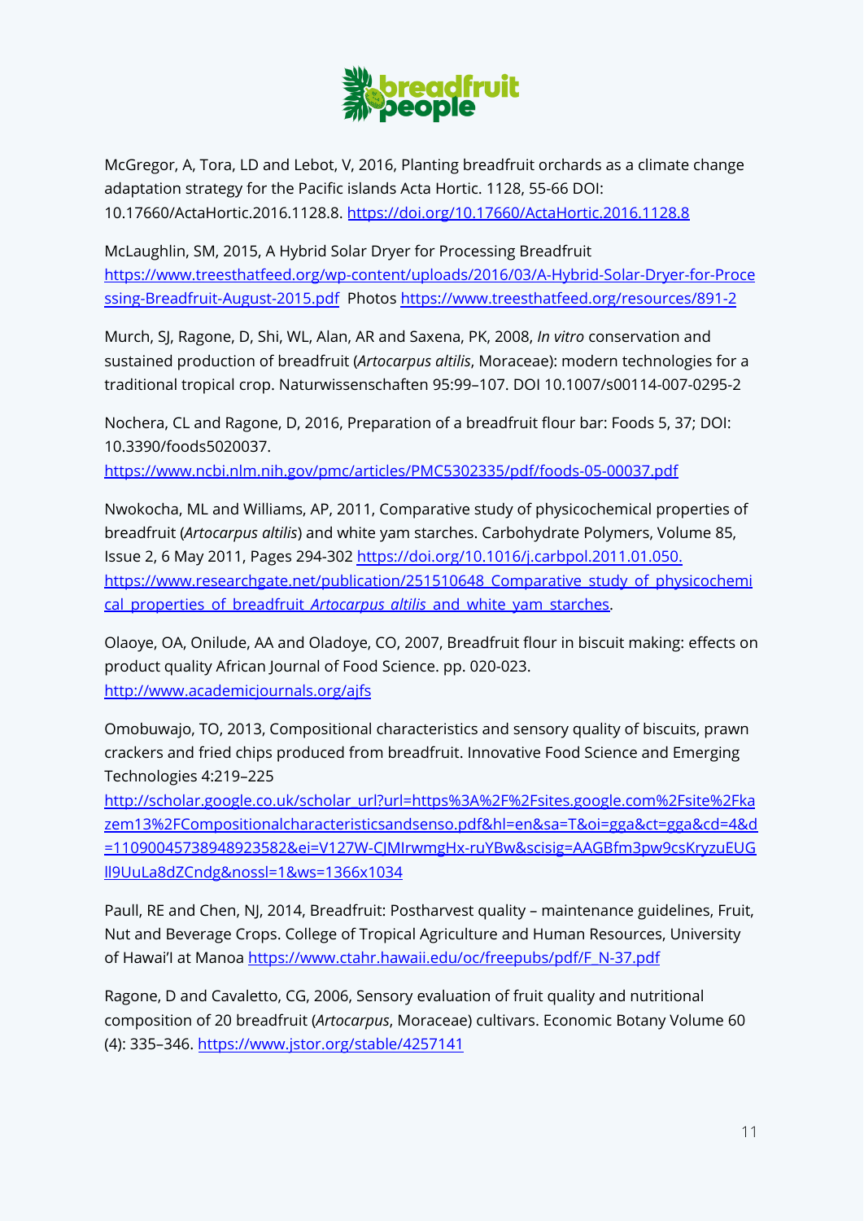McGregor, A, Tora, LD and Lebot, V, 2016, Planting breadfruit orchards as a climate change adaptation strategy for the Pacific islands Acta Hortic. 1128, 55-66 DOI: 10.17660/ActaHortic.2016.1128.8. https://doi.org/10.17660/ActaHortic.2016.1128.8

McLaughlin, SM, 2015, A Hybrid Solar Dryer for Processing Breadfruit https://www.treesthatfeed.org/wp-content/uploads/2016/03/A-Hybrid-Solar-Dryer-for-Processing-Breadfruit-August-2015.pdf Photos https://www.treesthatfeed.org/resources/891-2

Murch, SJ, Ragone, D, Shi, WL, Alan, AR and Saxena, PK, 2008, *In vitro* conservation and sustained production of breadfruit (*Artocarpus altilis*, Moraceae): modern technologies for a traditional tropical crop. Naturwissenschaften 95:99–107. DOI 10.1007/s00114-007-0295-2

Nochera, CL and Ragone, D, 2016, Preparation of a breadfruit flour bar: Foods 5, 37; DOI: 10.3390/foods5020037. https://www.ncbi.nlm.nih.gov/pmc/articles/PMC5302335/pdf/foods-05-00037.pdf

Nwokocha, ML and Williams, AP, 2011, Comparative study of physicochemical properties of breadfruit (*Artocarpus altilis*) and white yam starches. Carbohydrate Polymers, Volume 85, Issue 2, 6 May 2011, Pages 294-302 https://doi.org/10.1016/j.carbpol.2011.01.050. https://www.researchgate.net/publication/251510648_Comparative_study_of_physicochemical_properties_of_breadfruit_*Artocarpus_altilis*_and_white_yam_starches.

Olaoye, OA, Onilude, AA and Oladoye, CO, 2007, Breadfruit flour in biscuit making: effects on product quality African Journal of Food Science. pp. 020-023. http://www.academicjournals.org/ajfs

Omobuwajo, TO, 2013, Compositional characteristics and sensory quality of biscuits, prawn crackers and fried chips produced from breadfruit. Innovative Food Science and Emerging Technologies 4:219–225 http://scholar.google.co.uk/scholar_url?url=https%3A%2F%2Fsites.google.com%2Fsite%2Fkazem13%2FCompositionalcharacteristicsandsenso.pdf&hl=en&sa=T&oi=gga&ct=gga&cd=4&d=11090045738948923582&ei=V127W-CJMIrwmgHx-ruYBw&scisig=AAGBfm3pw9csKryzuEUGll9UuLa8dZCndg&nossl=1&ws=1366x1034

Paull, RE and Chen, NJ, 2014, Breadfruit: Postharvest quality – maintenance guidelines, Fruit, Nut and Beverage Crops. College of Tropical Agriculture and Human Resources, University of Hawai'I at Manoa https://www.ctahr.hawaii.edu/oc/freepubs/pdf/F_N-37.pdf

Ragone, D and Cavaletto, CG, 2006, Sensory evaluation of fruit quality and nutritional composition of 20 breadfruit (*Artocarpus*, Moraceae) cultivars. Economic Botany Volume 60 (4): 335–346. https://www.jstor.org/stable/4257141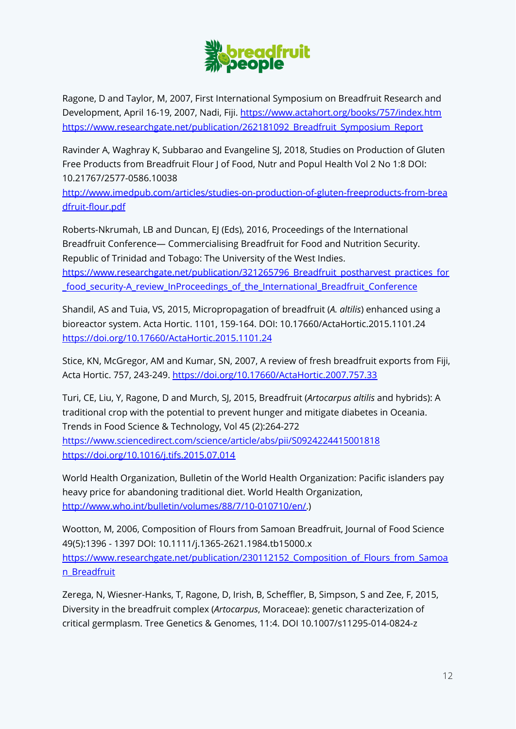Ragone, D and Taylor, M, 2007, First International Symposium on Breadfruit Research and Development, April 16-19, 2007, Nadi, Fiji. https://www.actahort.org/books/757/index.htm https://www.researchgate.net/publication/262181092_Breadfruit_Symposium_Report

Ravinder A, Waghray K, Subbarao and Evangeline SJ, 2018, Studies on Production of Gluten Free Products from Breadfruit Flour J of Food, Nutr and Popul Health Vol 2 No 1:8 DOI: 10.21767/2577-0586.10038 http://www.imedpub.com/articles/studies-on-production-of-gluten-freeproducts-from-breadfruit-flour.pdf

Roberts-Nkrumah, LB and Duncan, EJ (Eds), 2016, Proceedings of the International Breadfruit Conference— Commercialising Breadfruit for Food and Nutrition Security. Republic of Trinidad and Tobago: The University of the West Indies. https://www.researchgate.net/publication/321265796_Breadfruit_postharvest_practices_for_food_security-A_review_InProceedings_of_the_International_Breadfruit_Conference

Shandil, AS and Tuia, VS, 2015, Micropropagation of breadfruit (*A. altilis*) enhanced using a bioreactor system. Acta Hortic. 1101, 159-164. DOI: 10.17660/ActaHortic.2015.1101.24 https://doi.org/10.17660/ActaHortic.2015.1101.24

Stice, KN, McGregor, AM and Kumar, SN, 2007, A review of fresh breadfruit exports from Fiji, Acta Hortic. 757, 243-249. https://doi.org/10.17660/ActaHortic.2007.757.33

Turi, CE, Liu, Y, Ragone, D and Murch, SJ, 2015, Breadfruit (*Artocarpus altilis* and hybrids): A traditional crop with the potential to prevent hunger and mitigate diabetes in Oceania. Trends in Food Science & Technology, Vol 45 (2):264-272 https://www.sciencedirect.com/science/article/abs/pii/S0924224415001818 https://doi.org/10.1016/j.tifs.2015.07.014

World Health Organization, Bulletin of the World Health Organization: Pacific islanders pay heavy price for abandoning traditional diet. World Health Organization, http://www.who.int/bulletin/volumes/88/7/10-010710/en/.)

Wootton, M, 2006, Composition of Flours from Samoan Breadfruit, Journal of Food Science 49(5):1396 - 1397 DOI: 10.1111/j.1365-2621.1984.tb15000.x https://www.researchgate.net/publication/230112152_Composition_of_Flours_from_Samoan_Breadfruit

Zerega, N, Wiesner-Hanks, T, Ragone, D, Irish, B, Scheffler, B, Simpson, S and Zee, F, 2015, Diversity in the breadfruit complex (*Artocarpus*, Moraceae): genetic characterization of critical germplasm. Tree Genetics & Genomes, 11:4. DOI 10.1007/s11295-014-0824-z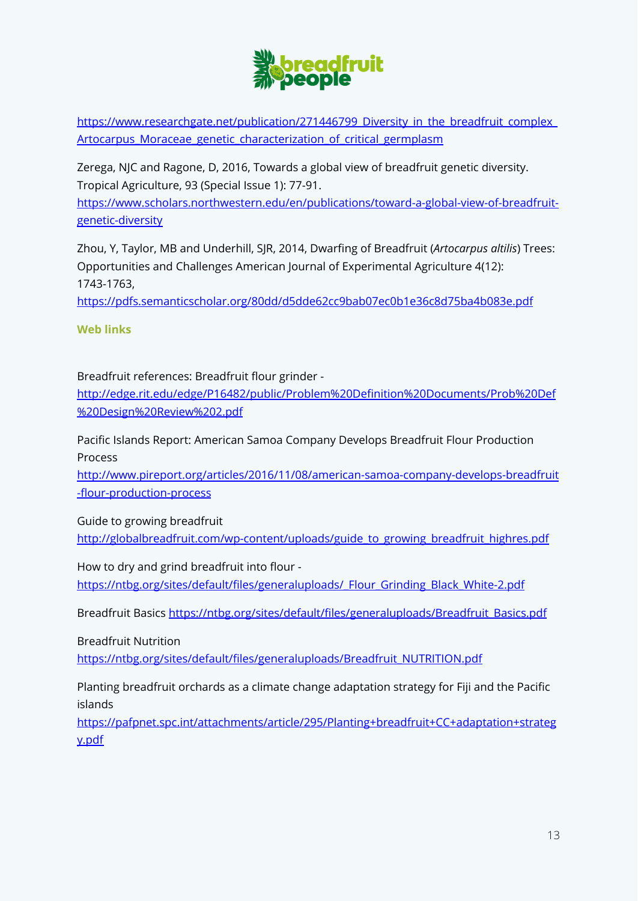https://www.researchgate.net/publication/271446799_Diversity_in_the_breadfruit_complex_Artocarpus_Moraceae_genetic_characterization_of_critical_germplasm

Zerega, NJC and Ragone, D, 2016, Towards a global view of breadfruit genetic diversity. Tropical Agriculture, 93 (Special Issue 1): 77-91. https://www.scholars.northwestern.edu/en/publications/toward-a-global-view-of-breadfruit-genetic-diversity

Zhou, Y, Taylor, MB and Underhill, SJR, 2014, Dwarfing of Breadfruit (*Artocarpus altilis*) Trees: Opportunities and Challenges American Journal of Experimental Agriculture 4(12): 1743-1763, https://pdfs.semanticscholar.org/80dd/d5dde62cc9bab07ec0b1e36c8d75ba4b083e.pdf

**Web links**

Breadfruit references: Breadfruit flour grinder - http://edge.rit.edu/edge/P16482/public/Problem%20Definition%20Documents/Prob%20Def%20Design%20Review%202.pdf

Pacific Islands Report: American Samoa Company Develops Breadfruit Flour Production Process http://www.pireport.org/articles/2016/11/08/american-samoa-company-develops-breadfruit-flour-production-process

Guide to growing breadfruit http://globalbreadfruit.com/wp-content/uploads/guide_to_growing_breadfruit_highres.pdf

How to dry and grind breadfruit into flour - https://ntbg.org/sites/default/files/generaluploads/_Flour_Grinding_Black_White-2.pdf

Breadfruit Basics https://ntbg.org/sites/default/files/generaluploads/Breadfruit_Basics.pdf

Breadfruit Nutrition https://ntbg.org/sites/default/files/generaluploads/Breadfruit_NUTRITION.pdf

Planting breadfruit orchards as a climate change adaptation strategy for Fiji and the Pacific islands https://pafpnet.spc.int/attachments/article/295/Planting+breadfruit+CC+adaptation+strategy.pdf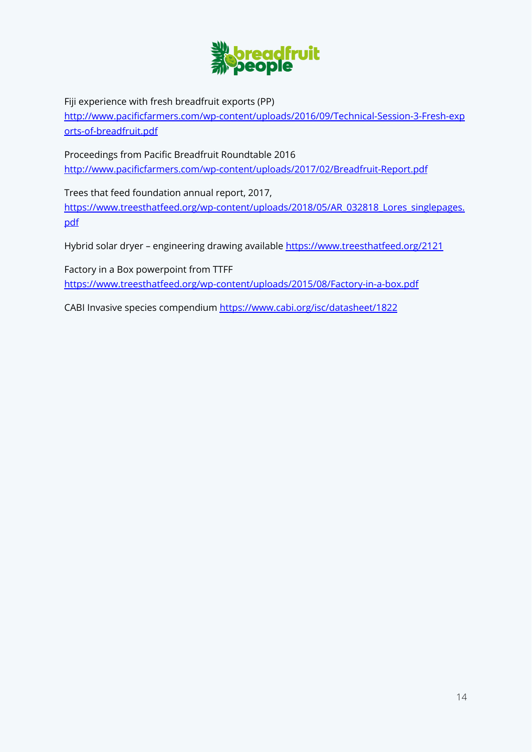Fiji experience with fresh breadfruit exports (PP) http://www.pacificfarmers.com/wp-content/uploads/2016/09/Technical-Session-3-Fresh-exports-of-breadfruit.pdf

Proceedings from Pacific Breadfruit Roundtable 2016 http://www.pacificfarmers.com/wp-content/uploads/2017/02/Breadfruit-Report.pdf

Trees that feed foundation annual report, 2017, https://www.treesthatfeed.org/wp-content/uploads/2018/05/AR_032818_Lores_singlepages.pdf

Hybrid solar dryer – engineering drawing available https://www.treesthatfeed.org/2121

Factory in a Box powerpoint from TTFF https://www.treesthatfeed.org/wp-content/uploads/2015/08/Factory-in-a-box.pdf

CABI Invasive species compendium https://www.cabi.org/isc/datasheet/1822